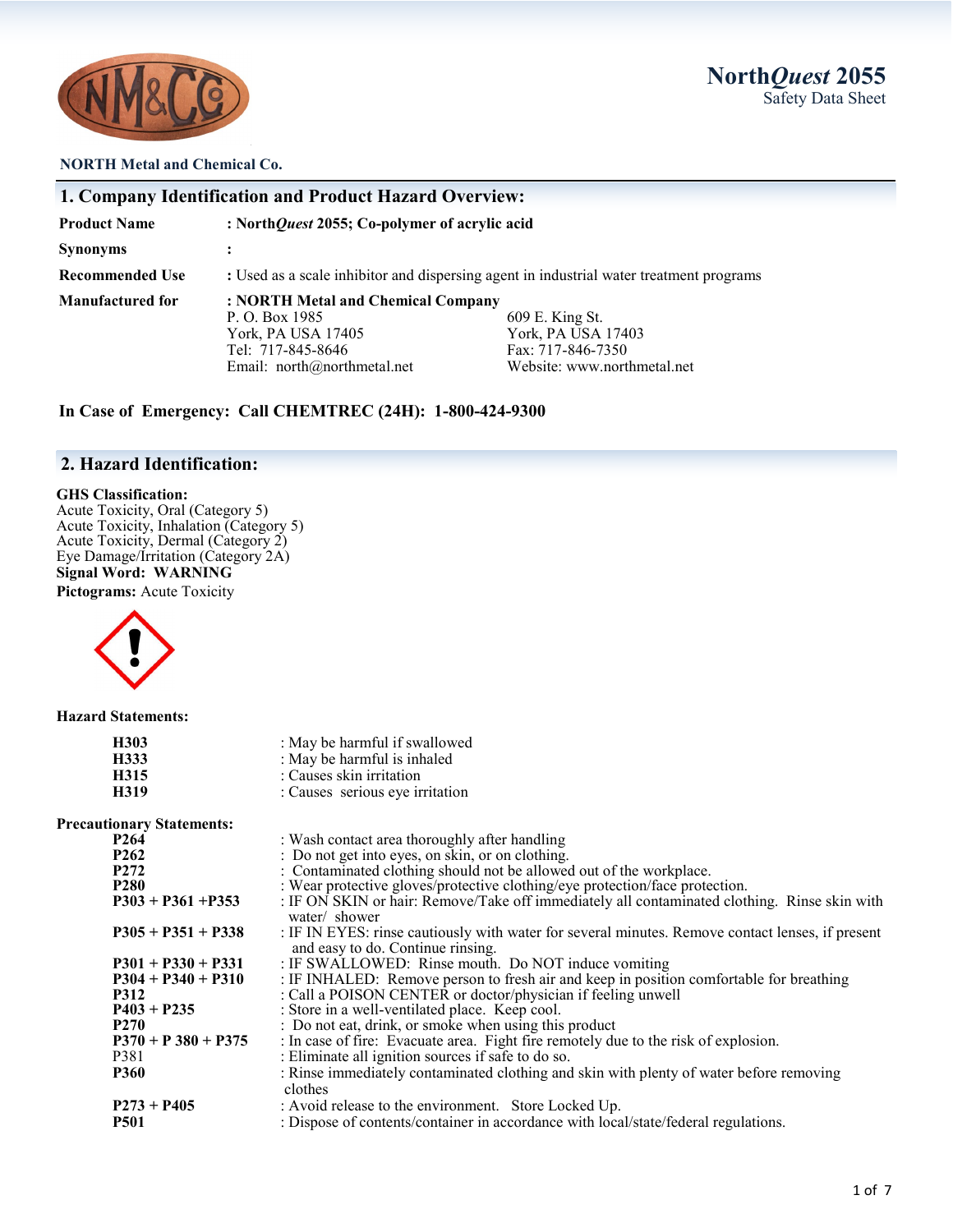**North*Quest* 2055**
Safety Data Sheet

**NORTH Metal and Chemical Co.**

## 1. Company Identification and Product Hazard Overview:

| | |
|---|---|
| **Product Name** | **: North*Quest* 2055; Co-polymer of acrylic acid** |
| **Synonyms** | **:** |
| **Recommended Use** | : Used as a scale inhibitor and dispersing agent in industrial water treatment programs |
| **Manufactured for** | **: NORTH Metal and Chemical Company** |

P. O. Box 1985
York, PA USA 17405
Tel: 717-845-8646
Email: north@northmetal.net

609 E. King St.
York, PA USA 17403
Fax: 717-846-7350
Website: www.northmetal.net

**In Case of Emergency: Call CHEMTREC (24H): 1-800-424-9300**

## 2. Hazard Identification:

**GHS Classification:**
Acute Toxicity, Oral (Category 5)
Acute Toxicity, Inhalation (Category 5)
Acute Toxicity, Dermal (Category 2)
Eye Damage/Irritation (Category 2A)
**Signal Word: WARNING**
**Pictograms:** Acute Toxicity

**Hazard Statements:**

| | |
|---|---|
| **H303** | : May be harmful if swallowed |
| **H333** | : May be harmful is inhaled |
| **H315** | : Causes skin irritation |
| **H319** | : Causes serious eye irritation |

**Precautionary Statements:**

| | |
|---|---|
| **P264** | : Wash contact area thoroughly after handling |
| **P262** | : Do not get into eyes, on skin, or on clothing. |
| **P272** | : Contaminated clothing should not be allowed out of the workplace. |
| **P280** | : Wear protective gloves/protective clothing/eye protection/face protection. |
| **P303 + P361 +P353** | : IF ON SKIN or hair: Remove/Take off immediately all contaminated clothing. Rinse skin with water/ shower |
| **P305 + P351 + P338** | : IF IN EYES: rinse cautiously with water for several minutes. Remove contact lenses, if present and easy to do. Continue rinsing. |
| **P301 + P330 + P331** | : IF SWALLOWED: Rinse mouth. Do NOT induce vomiting |
| **P304 + P340 + P310** | : IF INHALED: Remove person to fresh air and keep in position comfortable for breathing |
| **P312** | : Call a POISON CENTER or doctor/physician if feeling unwell |
| **P403 + P235** | : Store in a well-ventilated place. Keep cool. |
| **P270** | : Do not eat, drink, or smoke when using this product |
| **P370 + P 380 + P375** | : In case of fire: Evacuate area. Fight fire remotely due to the risk of explosion. |
| P381 | : Eliminate all ignition sources if safe to do so. |
| **P360** | : Rinse immediately contaminated clothing and skin with plenty of water before removing clothes |
| **P273 + P405** | : Avoid release to the environment. Store Locked Up. |
| **P501** | : Dispose of contents/container in accordance with local/state/federal regulations. |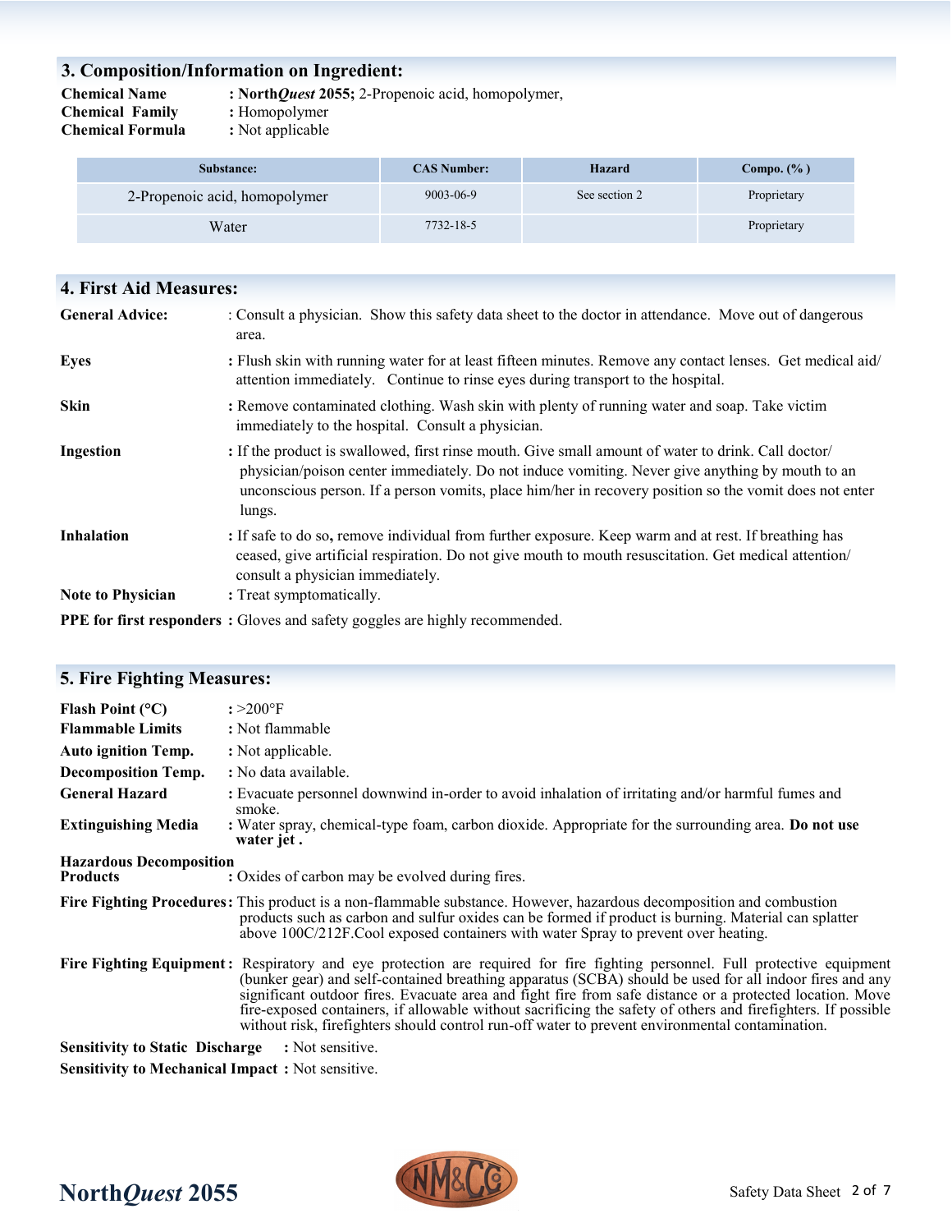## 3. Composition/Information on Ingredient:

**Chemical Name** : **North*Quest* 2055;** 2-Propenoic acid, homopolymer,
**Chemical Family** : Homopolymer
**Chemical Formula** : Not applicable

| Substance: | CAS Number: | Hazard | Compo. (% ) |
|---|---|---|---|
| 2-Propenoic acid, homopolymer | 9003-06-9 | See section 2 | Proprietary |
| Water | 7732-18-5 | | Proprietary |

## 4. First Aid Measures:

**General Advice:** : Consult a physician. Show this safety data sheet to the doctor in attendance. Move out of dangerous area.

**Eyes** : Flush skin with running water for at least fifteen minutes. Remove any contact lenses. Get medical aid/ attention immediately. Continue to rinse eyes during transport to the hospital.

**Skin** : Remove contaminated clothing. Wash skin with plenty of running water and soap. Take victim immediately to the hospital. Consult a physician.

**Ingestion** : If the product is swallowed, first rinse mouth. Give small amount of water to drink. Call doctor/ physician/poison center immediately. Do not induce vomiting. Never give anything by mouth to an unconscious person. If a person vomits, place him/her in recovery position so the vomit does not enter lungs.

**Inhalation** : If safe to do so**,** remove individual from further exposure. Keep warm and at rest. If breathing has ceased, give artificial respiration. Do not give mouth to mouth resuscitation. Get medical attention/ consult a physician immediately.

**Note to Physician** : Treat symptomatically.

**PPE for first responders** : Gloves and safety goggles are highly recommended.

## 5. Fire Fighting Measures:

**Flash Point (°C)** : >200°F
**Flammable Limits** : Not flammable
**Auto ignition Temp.** : Not applicable.
**Decomposition Temp.** : No data available.
**General Hazard** : Evacuate personnel downwind in-order to avoid inhalation of irritating and/or harmful fumes and smoke.
**Extinguishing Media** : Water spray, chemical-type foam, carbon dioxide. Appropriate for the surrounding area. **Do not use water jet .**

**Hazardous Decomposition Products** : Oxides of carbon may be evolved during fires.

**Fire Fighting Procedures** : This product is a non-flammable substance. However, hazardous decomposition and combustion products such as carbon and sulfur oxides can be formed if product is burning. Material can splatter above 100C/212F.Cool exposed containers with water Spray to prevent over heating.

**Fire Fighting Equipment** : Respiratory and eye protection are required for fire fighting personnel. Full protective equipment (bunker gear) and self-contained breathing apparatus (SCBA) should be used for all indoor fires and any significant outdoor fires. Evacuate area and fight fire from safe distance or a protected location. Move fire-exposed containers, if allowable without sacrificing the safety of others and firefighters. If possible without risk, firefighters should control run-off water to prevent environmental contamination.

**Sensitivity to Static Discharge** : Not sensitive.
**Sensitivity to Mechanical Impact** : Not sensitive.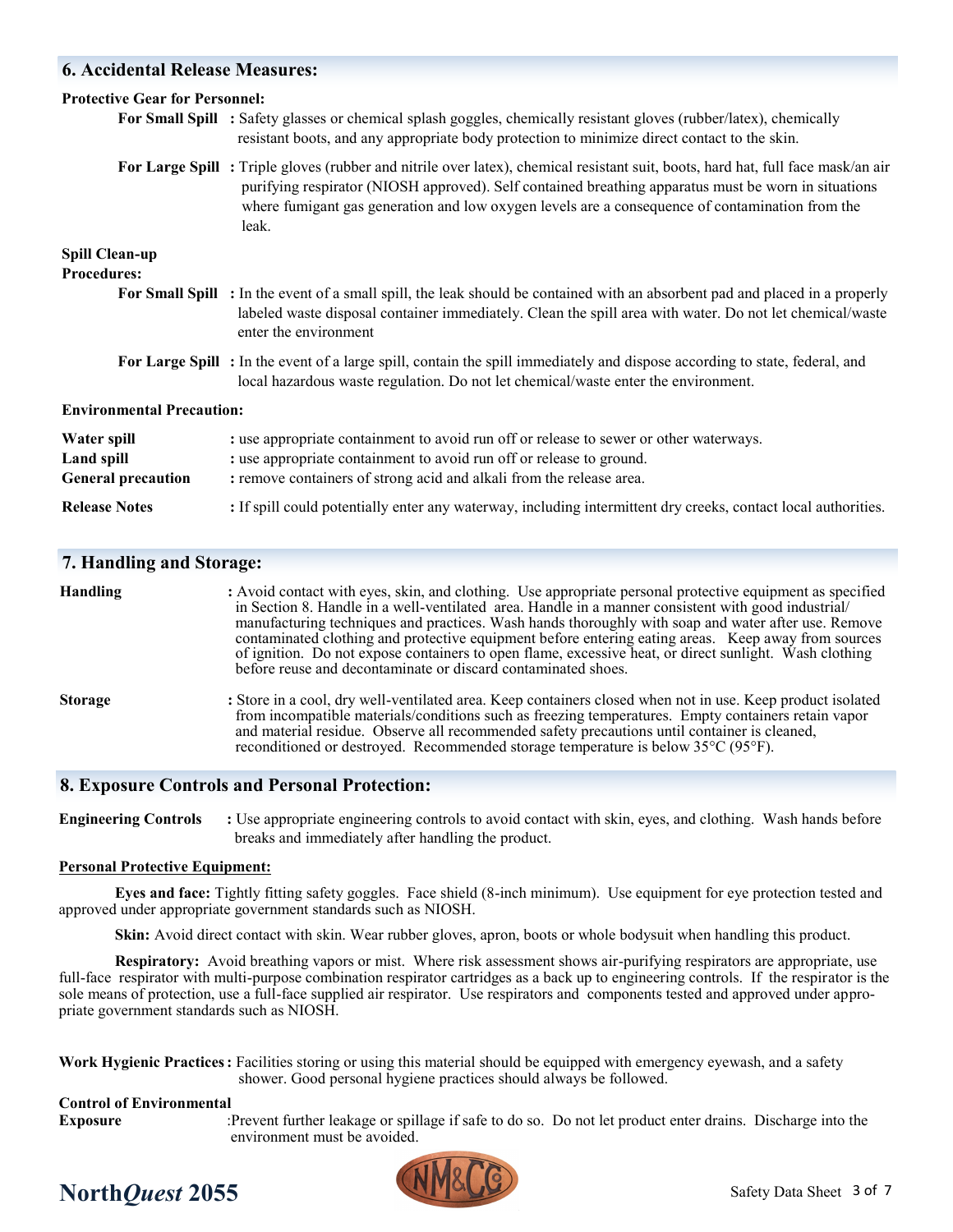## 6. Accidental Release Measures:

**Protective Gear for Personnel:**

**For Small Spill** : Safety glasses or chemical splash goggles, chemically resistant gloves (rubber/latex), chemically resistant boots, and any appropriate body protection to minimize direct contact to the skin.

**For Large Spill** : Triple gloves (rubber and nitrile over latex), chemical resistant suit, boots, hard hat, full face mask/an air purifying respirator (NIOSH approved). Self contained breathing apparatus must be worn in situations where fumigant gas generation and low oxygen levels are a consequence of contamination from the leak.

**Spill Clean-up Procedures:**

**For Small Spill** : In the event of a small spill, the leak should be contained with an absorbent pad and placed in a properly labeled waste disposal container immediately. Clean the spill area with water. Do not let chemical/waste enter the environment

**For Large Spill** : In the event of a large spill, contain the spill immediately and dispose according to state, federal, and local hazardous waste regulation. Do not let chemical/waste enter the environment.

**Environmental Precaution:**

**Water spill** : use appropriate containment to avoid run off or release to sewer or other waterways.
**Land spill** : use appropriate containment to avoid run off or release to ground.
**General precaution** : remove containers of strong acid and alkali from the release area.

**Release Notes** : If spill could potentially enter any waterway, including intermittent dry creeks, contact local authorities.

## 7. Handling and Storage:

**Handling** : Avoid contact with eyes, skin, and clothing. Use appropriate personal protective equipment as specified in Section 8. Handle in a well-ventilated area. Handle in a manner consistent with good industrial/ manufacturing techniques and practices. Wash hands thoroughly with soap and water after use. Remove contaminated clothing and protective equipment before entering eating areas. Keep away from sources of ignition. Do not expose containers to open flame, excessive heat, or direct sunlight. Wash clothing before reuse and decontaminate or discard contaminated shoes.

**Storage** : Store in a cool, dry well-ventilated area. Keep containers closed when not in use. Keep product isolated from incompatible materials/conditions such as freezing temperatures. Empty containers retain vapor and material residue. Observe all recommended safety precautions until container is cleaned, reconditioned or destroyed. Recommended storage temperature is below 35°C (95°F).

## 8. Exposure Controls and Personal Protection:

**Engineering Controls** : Use appropriate engineering controls to avoid contact with skin, eyes, and clothing. Wash hands before breaks and immediately after handling the product.

**Personal Protective Equipment:**

**Eyes and face:** Tightly fitting safety goggles. Face shield (8-inch minimum). Use equipment for eye protection tested and approved under appropriate government standards such as NIOSH.

**Skin:** Avoid direct contact with skin. Wear rubber gloves, apron, boots or whole bodysuit when handling this product.

**Respiratory:** Avoid breathing vapors or mist. Where risk assessment shows air-purifying respirators are appropriate, use full-face respirator with multi-purpose combination respirator cartridges as a back up to engineering controls. If the respirator is the sole means of protection, use a full-face supplied air respirator. Use respirators and components tested and approved under appropriate government standards such as NIOSH.

**Work Hygienic Practices** : Facilities storing or using this material should be equipped with emergency eyewash, and a safety shower. Good personal hygiene practices should always be followed.

**Control of Environmental Exposure** : Prevent further leakage or spillage if safe to do so. Do not let product enter drains. Discharge into the environment must be avoided.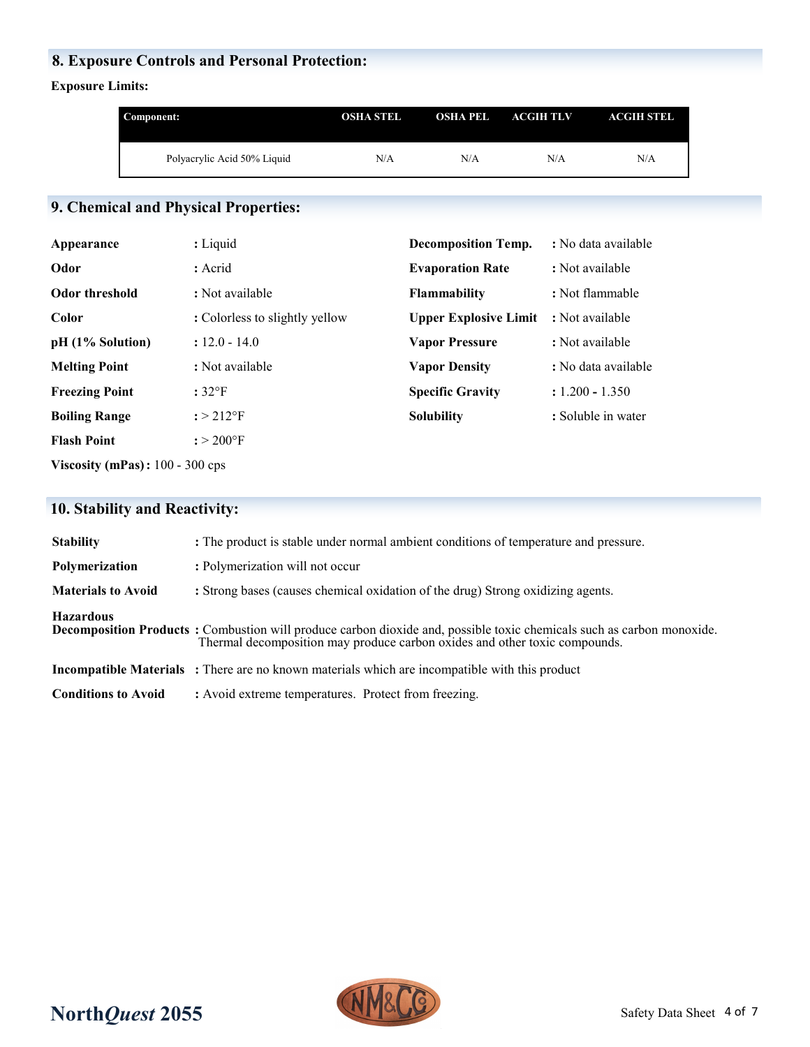## 8. Exposure Controls and Personal Protection:

**Exposure Limits:**

| Component: | OSHA STEL | OSHA PEL | ACGIH TLV | ACGIH STEL |
|---|---|---|---|---|
| Polyacrylic Acid 50% Liquid | N/A | N/A | N/A | N/A |

## 9. Chemical and Physical Properties:

**Appearance** : Liquid

**Odor** : Acrid

**Odor threshold** : Not available

**Color** : Colorless to slightly yellow

**pH (1% Solution)** : 12.0 - 14.0

**Melting Point** : Not available

**Freezing Point** : 32°F

**Boiling Range** : > 212°F

**Flash Point** : > 200°F

**Viscosity (mPas)** : 100 - 300 cps

**Decomposition Temp.** : No data available

**Evaporation Rate** : Not available

**Flammability** : Not flammable

**Upper Explosive Limit** : Not available

**Vapor Pressure** : Not available

**Vapor Density** : No data available

**Specific Gravity** : 1.200 - 1.350

**Solubility** : Soluble in water

## 10. Stability and Reactivity:

**Stability** : The product is stable under normal ambient conditions of temperature and pressure.

**Polymerization** : Polymerization will not occur

**Materials to Avoid** : Strong bases (causes chemical oxidation of the drug) Strong oxidizing agents.

**Hazardous Decomposition Products** : Combustion will produce carbon dioxide and, possible toxic chemicals such as carbon monoxide. Thermal decomposition may produce carbon oxides and other toxic compounds.

**Incompatible Materials** : There are no known materials which are incompatible with this product

**Conditions to Avoid** : Avoid extreme temperatures. Protect from freezing.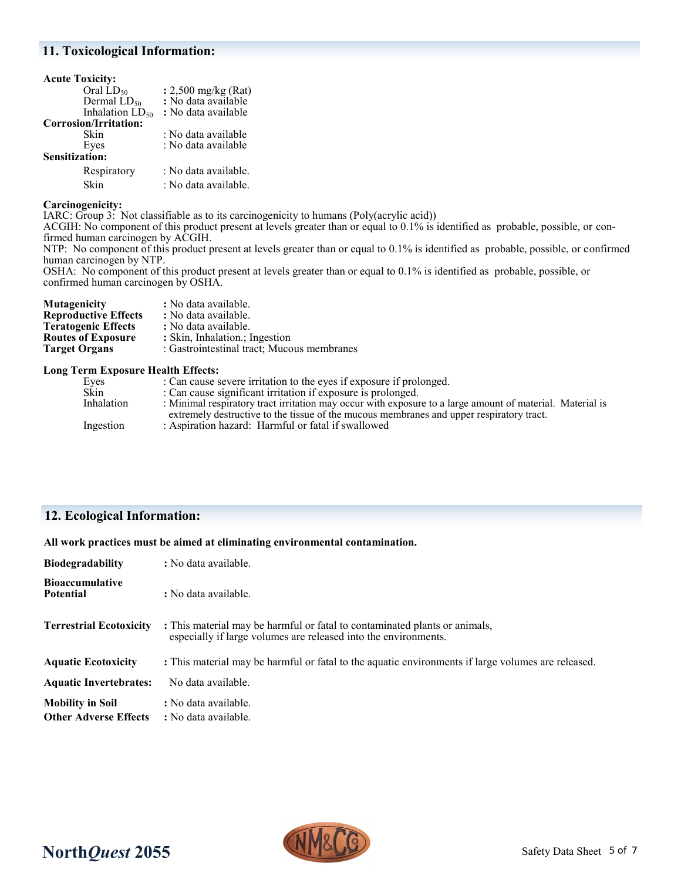## 11. Toxicological Information:

**Acute Toxicity:**

| | |
|---|---|
| Oral $LD_{50}$ | **:** 2,500 mg/kg (Rat) |
| Dermal $LD_{50}$ | **:** No data available |
| Inhalation $LD_{50}$ | **:** No data available |

**Corrosion/Irritation:**

| | |
|---|---|
| Skin | : No data available |
| Eyes | : No data available |

**Sensitization:**

| | |
|---|---|
| Respiratory | : No data available. |
| Skin | : No data available. |

**Carcinogenicity:**

IARC: Group 3: Not classifiable as to its carcinogenicity to humans (Poly(acrylic acid))

ACGIH: No component of this product present at levels greater than or equal to 0.1% is identified as probable, possible, or confirmed human carcinogen by ACGIH.

NTP: No component of this product present at levels greater than or equal to 0.1% is identified as probable, possible, or confirmed human carcinogen by NTP.

OSHA: No component of this product present at levels greater than or equal to 0.1% is identified as probable, possible, or confirmed human carcinogen by OSHA.

| | |
|---|---|
| **Mutagenicity** | **:** No data available. |
| **Reproductive Effects** | **:** No data available. |
| **Teratogenic Effects** | **:** No data available. |
| **Routes of Exposure** | **:** Skin, Inhalation.; Ingestion |
| **Target Organs** | : Gastrointestinal tract; Mucous membranes |

**Long Term Exposure Health Effects:**

| | |
|---|---|
| Eyes | : Can cause severe irritation to the eyes if exposure if prolonged. |
| Skin | : Can cause significant irritation if exposure is prolonged. |
| Inhalation | : Minimal respiratory tract irritation may occur with exposure to a large amount of material. Material is extremely destructive to the tissue of the mucous membranes and upper respiratory tract. |
| Ingestion | : Aspiration hazard: Harmful or fatal if swallowed |

## 12. Ecological Information:

**All work practices must be aimed at eliminating environmental contamination.**

| | |
|---|---|
| **Biodegradability** | **:** No data available. |
| **Bioaccumulative Potential** | **:** No data available. |
| **Terrestrial Ecotoxicity** | **:** This material may be harmful or fatal to contaminated plants or animals, especially if large volumes are released into the environments. |
| **Aquatic Ecotoxicity** | **:** This material may be harmful or fatal to the aquatic environments if large volumes are released. |
| **Aquatic Invertebrates:** | No data available. |
| **Mobility in Soil** | **:** No data available. |
| **Other Adverse Effects** | **:** No data available. |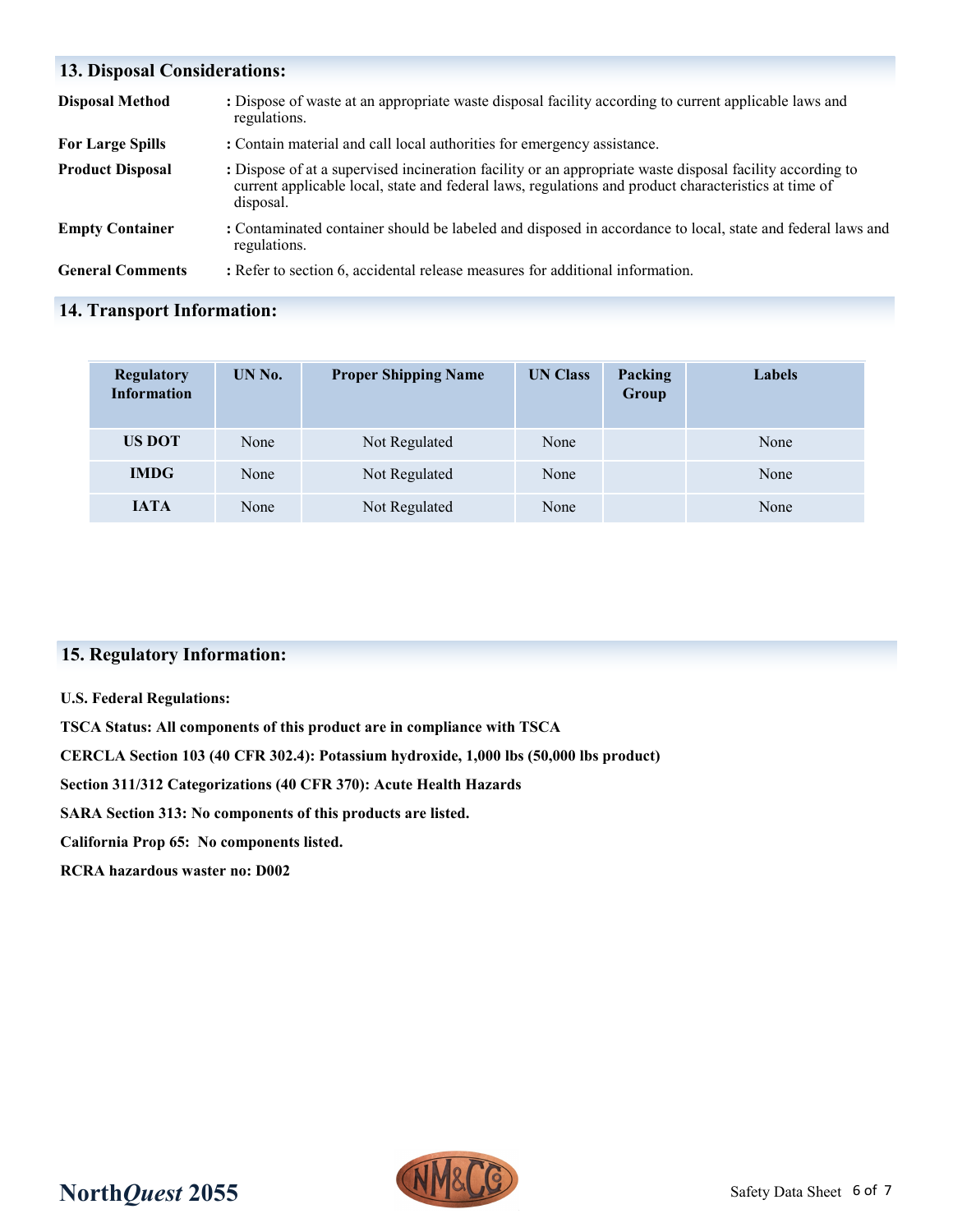## 13. Disposal Considerations:

**Disposal Method** : Dispose of waste at an appropriate waste disposal facility according to current applicable laws and regulations.

**For Large Spills** : Contain material and call local authorities for emergency assistance.

**Product Disposal** : Dispose of at a supervised incineration facility or an appropriate waste disposal facility according to current applicable local, state and federal laws, regulations and product characteristics at time of disposal.

**Empty Container** : Contaminated container should be labeled and disposed in accordance to local, state and federal laws and regulations.

**General Comments** : Refer to section 6, accidental release measures for additional information.

## 14. Transport Information:

| Regulatory Information | UN No. | Proper Shipping Name | UN Class | Packing Group | Labels |
|---|---|---|---|---|---|
| **US DOT** | None | Not Regulated | None | | None |
| **IMDG** | None | Not Regulated | None | | None |
| **IATA** | None | Not Regulated | None | | None |

## 15. Regulatory Information:

**U.S. Federal Regulations:**

**TSCA Status: All components of this product are in compliance with TSCA**

**CERCLA Section 103 (40 CFR 302.4): Potassium hydroxide, 1,000 lbs (50,000 lbs product)**

**Section 311/312 Categorizations (40 CFR 370): Acute Health Hazards**

**SARA Section 313: No components of this products are listed.**

**California Prop 65: No components listed.**

**RCRA hazardous waster no: D002**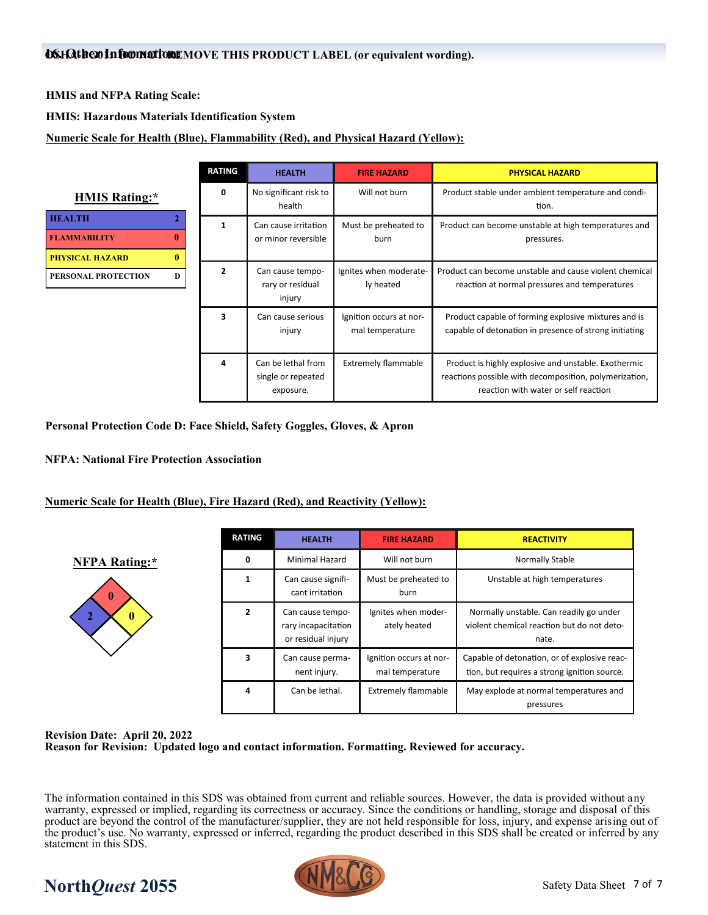## 16. Other Information

OSHA HCS 2012 DO NOT REMOVE THIS PRODUCT LABEL (or equivalent wording).

**HMIS and NFPA Rating Scale:**

**HMIS: Hazardous Materials Identification System**

**Numeric Scale for Health (Blue), Flammability (Red), and Physical Hazard (Yellow):**

**HMIS Rating:***

| | |
|---|---|
| HEALTH | 2 |
| FLAMMABILITY | 0 |
| PHYSICAL HAZARD | 0 |
| PERSONAL PROTECTION | D |

| RATING | HEALTH | FIRE HAZARD | PHYSICAL HAZARD |
|---|---|---|---|
| 0 | No significant risk to health | Will not burn | Product stable under ambient temperature and condition. |
| 1 | Can cause irritation or minor reversible | Must be preheated to burn | Product can become unstable at high temperatures and pressures. |
| 2 | Can cause temporary or residual injury | Ignites when moderately heated | Product can become unstable and cause violent chemical reaction at normal pressures and temperatures |
| 3 | Can cause serious injury | Ignition occurs at normal temperature | Product capable of forming explosive mixtures and is capable of detonation in presence of strong initiating |
| 4 | Can be lethal from single or repeated exposure. | Extremely flammable | Product is highly explosive and unstable. Exothermic reactions possible with decomposition, polymerization, reaction with water or self reaction |

**Personal Protection Code D: Face Shield, Safety Goggles, Gloves, & Apron**

**NFPA: National Fire Protection Association**

**Numeric Scale for Health (Blue), Fire Hazard (Red), and Reactivity (Yellow):**

**NFPA Rating:***

Fire: 0
Health: 2
Reactivity: 0

| RATING | HEALTH | FIRE HAZARD | REACTIVITY |
|---|---|---|---|
| 0 | Minimal Hazard | Will not burn | Normally Stable |
| 1 | Can cause significant irritation | Must be preheated to burn | Unstable at high temperatures |
| 2 | Can cause temporary incapacitation or residual injury | Ignites when moderately heated | Normally unstable. Can readily go under violent chemical reaction but do not detonate. |
| 3 | Can cause permanent injury. | Ignition occurs at normal temperature | Capable of detonation, or of explosive reaction, but requires a strong ignition source. |
| 4 | Can be lethal. | Extremely flammable | May explode at normal temperatures and pressures |

**Revision Date: April 20, 2022**
**Reason for Revision: Updated logo and contact information. Formatting. Reviewed for accuracy.**

The information contained in this SDS was obtained from current and reliable sources. However, the data is provided without any warranty, expressed or implied, regarding its correctness or accuracy. Since the conditions or handling, storage and disposal of this product are beyond the control of the manufacturer/supplier, they are not held responsible for loss, injury, and expense arising out of the product's use. No warranty, expressed or inferred, regarding the product described in this SDS shall be created or inferred by any statement in this SDS.